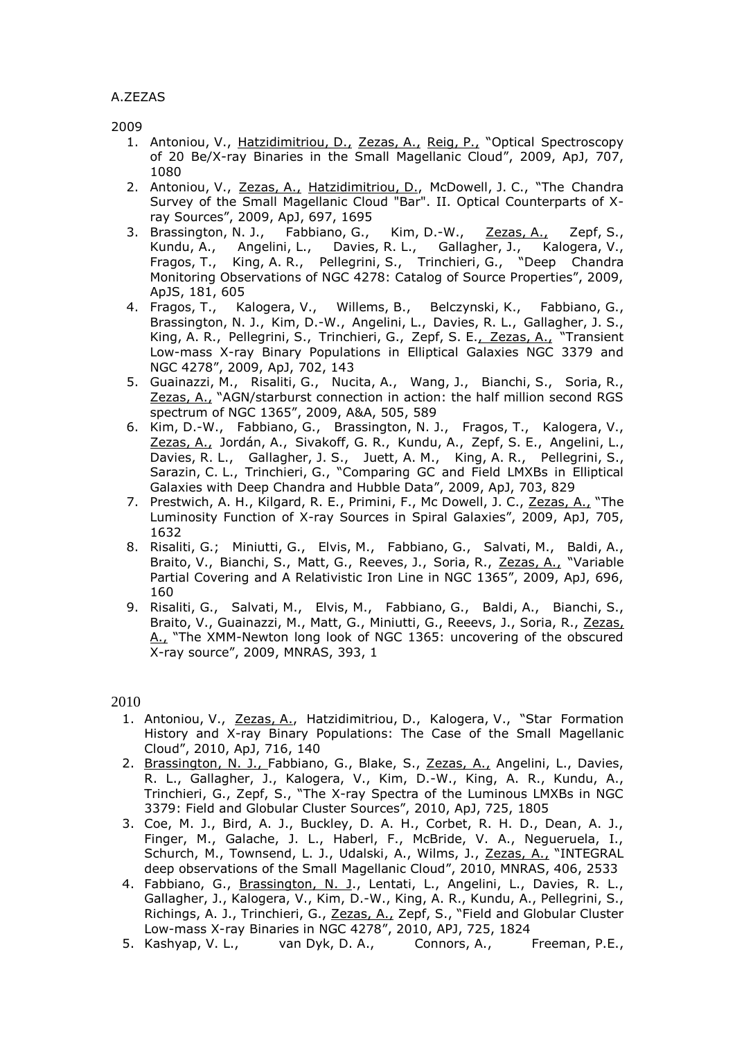A.ZEZAS

2009

1. Antoniou, V., Hatzidimitriou, D., Zezas, A., Reig, P., "Optical Spectroscopy of 20 Be/X-ray Binaries in the Small Magellanic Cloud", 2009, ApJ, 707, 1080
2. Antoniou, V., Zezas, A., Hatzidimitriou, D., McDowell, J. C., "The Chandra Survey of the Small Magellanic Cloud "Bar". II. Optical Counterparts of X-ray Sources", 2009, ApJ, 697, 1695
3. Brassington, N. J., Fabbiano, G., Kim, D.-W., Zezas, A., Zepf, S., Kundu, A., Angelini, L., Davies, R. L., Gallagher, J., Kalogera, V., Fragos, T., King, A. R., Pellegrini, S., Trinchieri, G., "Deep Chandra Monitoring Observations of NGC 4278: Catalog of Source Properties", 2009, ApJS, 181, 605
4. Fragos, T., Kalogera, V., Willems, B., Belczynski, K., Fabbiano, G., Brassington, N. J., Kim, D.-W., Angelini, L., Davies, R. L., Gallagher, J. S., King, A. R., Pellegrini, S., Trinchieri, G., Zepf, S. E., Zezas, A., "Transient Low-mass X-ray Binary Populations in Elliptical Galaxies NGC 3379 and NGC 4278", 2009, ApJ, 702, 143
5. Guainazzi, M., Risaliti, G., Nucita, A., Wang, J., Bianchi, S., Soria, R., Zezas, A., "AGN/starburst connection in action: the half million second RGS spectrum of NGC 1365", 2009, A&A, 505, 589
6. Kim, D.-W., Fabbiano, G., Brassington, N. J., Fragos, T., Kalogera, V., Zezas, A., Jordán, A., Sivakoff, G. R., Kundu, A., Zepf, S. E., Angelini, L., Davies, R. L., Gallagher, J. S., Juett, A. M., King, A. R., Pellegrini, S., Sarazin, C. L., Trinchieri, G., "Comparing GC and Field LMXBs in Elliptical Galaxies with Deep Chandra and Hubble Data", 2009, ApJ, 703, 829
7. Prestwich, A. H., Kilgard, R. E., Primini, F., Mc Dowell, J. C., Zezas, A., "The Luminosity Function of X-ray Sources in Spiral Galaxies", 2009, ApJ, 705, 1632
8. Risaliti, G.; Miniutti, G., Elvis, M., Fabbiano, G., Salvati, M., Baldi, A., Braito, V., Bianchi, S., Matt, G., Reeves, J., Soria, R., Zezas, A., "Variable Partial Covering and A Relativistic Iron Line in NGC 1365", 2009, ApJ, 696, 160
9. Risaliti, G., Salvati, M., Elvis, M., Fabbiano, G., Baldi, A., Bianchi, S., Braito, V., Guainazzi, M., Matt, G., Miniutti, G., Reeevs, J., Soria, R., Zezas, A., "The XMM-Newton long look of NGC 1365: uncovering of the obscured X-ray source", 2009, MNRAS, 393, 1

2010

1. Antoniou, V., Zezas, A., Hatzidimitriou, D., Kalogera, V., "Star Formation History and X-ray Binary Populations: The Case of the Small Magellanic Cloud", 2010, ApJ, 716, 140
2. Brassington, N. J., Fabbiano, G., Blake, S., Zezas, A., Angelini, L., Davies, R. L., Gallagher, J., Kalogera, V., Kim, D.-W., King, A. R., Kundu, A., Trinchieri, G., Zepf, S., "The X-ray Spectra of the Luminous LMXBs in NGC 3379: Field and Globular Cluster Sources", 2010, ApJ, 725, 1805
3. Coe, M. J., Bird, A. J., Buckley, D. A. H., Corbet, R. H. D., Dean, A. J., Finger, M., Galache, J. L., Haberl, F., McBride, V. A., Negueruela, I., Schurch, M., Townsend, L. J., Udalski, A., Wilms, J., Zezas, A., "INTEGRAL deep observations of the Small Magellanic Cloud", 2010, MNRAS, 406, 2533
4. Fabbiano, G., Brassington, N. J., Lentati, L., Angelini, L., Davies, R. L., Gallagher, J., Kalogera, V., Kim, D.-W., King, A. R., Kundu, A., Pellegrini, S., Richings, A. J., Trinchieri, G., Zezas, A., Zepf, S., "Field and Globular Cluster Low-mass X-ray Binaries in NGC 4278", 2010, APJ, 725, 1824
5. Kashyap, V. L., van Dyk, D. A., Connors, A., Freeman, P.E.,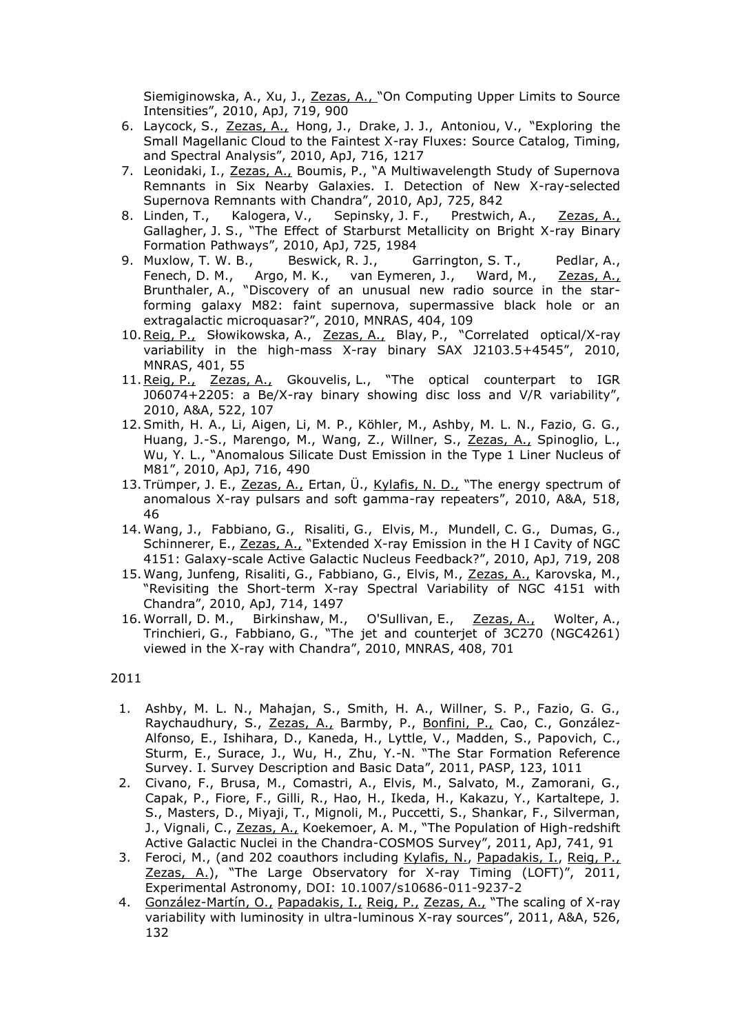Siemiginowska, A., Xu, J., Zezas, A., "On Computing Upper Limits to Source Intensities", 2010, ApJ, 719, 900

6. Laycock, S., Zezas, A., Hong, J., Drake, J. J., Antoniou, V., "Exploring the Small Magellanic Cloud to the Faintest X-ray Fluxes: Source Catalog, Timing, and Spectral Analysis", 2010, ApJ, 716, 1217
7. Leonidaki, I., Zezas, A., Boumis, P., "A Multiwavelength Study of Supernova Remnants in Six Nearby Galaxies. I. Detection of New X-ray-selected Supernova Remnants with Chandra", 2010, ApJ, 725, 842
8. Linden, T., Kalogera, V., Sepinsky, J. F., Prestwich, A., Zezas, A., Gallagher, J. S., "The Effect of Starburst Metallicity on Bright X-ray Binary Formation Pathways", 2010, ApJ, 725, 1984
9. Muxlow, T. W. B., Beswick, R. J., Garrington, S. T., Pedlar, A., Fenech, D. M., Argo, M. K., van Eymeren, J., Ward, M., Zezas, A., Brunthaler, A., "Discovery of an unusual new radio source in the star-forming galaxy M82: faint supernova, supermassive black hole or an extragalactic microquasar?", 2010, MNRAS, 404, 109
10. Reig, P., Słowikowska, A., Zezas, A., Blay, P., "Correlated optical/X-ray variability in the high-mass X-ray binary SAX J2103.5+4545", 2010, MNRAS, 401, 55
11. Reig, P., Zezas, A., Gkouvelis, L., "The optical counterpart to IGR J06074+2205: a Be/X-ray binary showing disc loss and V/R variability", 2010, A&A, 522, 107
12. Smith, H. A., Li, Aigen, Li, M. P., Köhler, M., Ashby, M. L. N., Fazio, G. G., Huang, J.-S., Marengo, M., Wang, Z., Willner, S., Zezas, A., Spinoglio, L., Wu, Y. L., "Anomalous Silicate Dust Emission in the Type 1 Liner Nucleus of M81", 2010, ApJ, 716, 490
13. Trümper, J. E., Zezas, A., Ertan, Ü., Kylafis, N. D., "The energy spectrum of anomalous X-ray pulsars and soft gamma-ray repeaters", 2010, A&A, 518, 46
14. Wang, J., Fabbiano, G., Risaliti, G., Elvis, M., Mundell, C. G., Dumas, G., Schinnerer, E., Zezas, A., "Extended X-ray Emission in the H I Cavity of NGC 4151: Galaxy-scale Active Galactic Nucleus Feedback?", 2010, ApJ, 719, 208
15. Wang, Junfeng, Risaliti, G., Fabbiano, G., Elvis, M., Zezas, A., Karovska, M., "Revisiting the Short-term X-ray Spectral Variability of NGC 4151 with Chandra", 2010, ApJ, 714, 1497
16. Worrall, D. M., Birkinshaw, M., O'Sullivan, E., Zezas, A., Wolter, A., Trinchieri, G., Fabbiano, G., "The jet and counterjet of 3C270 (NGC4261) viewed in the X-ray with Chandra", 2010, MNRAS, 408, 701

2011

1. Ashby, M. L. N., Mahajan, S., Smith, H. A., Willner, S. P., Fazio, G. G., Raychaudhury, S., Zezas, A., Barmby, P., Bonfini, P., Cao, C., González-Alfonso, E., Ishihara, D., Kaneda, H., Lyttle, V., Madden, S., Papovich, C., Sturm, E., Surace, J., Wu, H., Zhu, Y.-N. "The Star Formation Reference Survey. I. Survey Description and Basic Data", 2011, PASP, 123, 1011
2. Civano, F., Brusa, M., Comastri, A., Elvis, M., Salvato, M., Zamorani, G., Capak, P., Fiore, F., Gilli, R., Hao, H., Ikeda, H., Kakazu, Y., Kartaltepe, J. S., Masters, D., Miyaji, T., Mignoli, M., Puccetti, S., Shankar, F., Silverman, J., Vignali, C., Zezas, A., Koekemoer, A. M., "The Population of High-redshift Active Galactic Nuclei in the Chandra-COSMOS Survey", 2011, ApJ, 741, 91
3. Feroci, M., (and 202 coauthors including Kylafis, N., Papadakis, I., Reig, P., Zezas, A.), "The Large Observatory for X-ray Timing (LOFT)", 2011, Experimental Astronomy, DOI: 10.1007/s10686-011-9237-2
4. González-Martín, O., Papadakis, I., Reig, P., Zezas, A., "The scaling of X-ray variability with luminosity in ultra-luminous X-ray sources", 2011, A&A, 526, 132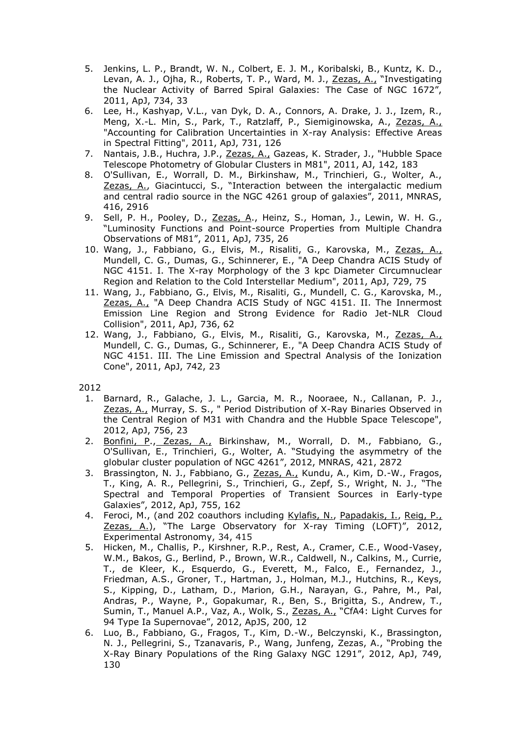5. Jenkins, L. P., Brandt, W. N., Colbert, E. J. M., Koribalski, B., Kuntz, K. D., Levan, A. J., Ojha, R., Roberts, T. P., Ward, M. J., Zezas, A., "Investigating the Nuclear Activity of Barred Spiral Galaxies: The Case of NGC 1672", 2011, ApJ, 734, 33
6. Lee, H., Kashyap, V.L., van Dyk, D. A., Connors, A. Drake, J. J., Izem, R., Meng, X.-L. Min, S., Park, T., Ratzlaff, P., Siemiginowska, A., Zezas, A., "Accounting for Calibration Uncertainties in X-ray Analysis: Effective Areas in Spectral Fitting", 2011, ApJ, 731, 126
7. Nantais, J.B., Huchra, J.P., Zezas, A., Gazeas, K. Strader, J., "Hubble Space Telescope Photometry of Globular Clusters in M81", 2011, AJ, 142, 183
8. O'Sullivan, E., Worrall, D. M., Birkinshaw, M., Trinchieri, G., Wolter, A., Zezas, A., Giacintucci, S., "Interaction between the intergalactic medium and central radio source in the NGC 4261 group of galaxies", 2011, MNRAS, 416, 2916
9. Sell, P. H., Pooley, D., Zezas, A., Heinz, S., Homan, J., Lewin, W. H. G., "Luminosity Functions and Point-source Properties from Multiple Chandra Observations of M81", 2011, ApJ, 735, 26
10. Wang, J., Fabbiano, G., Elvis, M., Risaliti, G., Karovska, M., Zezas, A., Mundell, C. G., Dumas, G., Schinnerer, E., "A Deep Chandra ACIS Study of NGC 4151. I. The X-ray Morphology of the 3 kpc Diameter Circumnuclear Region and Relation to the Cold Interstellar Medium", 2011, ApJ, 729, 75
11. Wang, J., Fabbiano, G., Elvis, M., Risaliti, G., Mundell, C. G., Karovska, M., Zezas, A., "A Deep Chandra ACIS Study of NGC 4151. II. The Innermost Emission Line Region and Strong Evidence for Radio Jet-NLR Cloud Collision", 2011, ApJ, 736, 62
12. Wang, J., Fabbiano, G., Elvis, M., Risaliti, G., Karovska, M., Zezas, A., Mundell, C. G., Dumas, G., Schinnerer, E., "A Deep Chandra ACIS Study of NGC 4151. III. The Line Emission and Spectral Analysis of the Ionization Cone", 2011, ApJ, 742, 23

2012

1. Barnard, R., Galache, J. L., Garcia, M. R., Nooraee, N., Callanan, P. J., Zezas, A., Murray, S. S., " Period Distribution of X-Ray Binaries Observed in the Central Region of M31 with Chandra and the Hubble Space Telescope", 2012, ApJ, 756, 23
2. Bonfini, P., Zezas, A., Birkinshaw, M., Worrall, D. M., Fabbiano, G., O'Sullivan, E., Trinchieri, G., Wolter, A. "Studying the asymmetry of the globular cluster population of NGC 4261", 2012, MNRAS, 421, 2872
3. Brassington, N. J., Fabbiano, G., Zezas, A., Kundu, A., Kim, D.-W., Fragos, T., King, A. R., Pellegrini, S., Trinchieri, G., Zepf, S., Wright, N. J., "The Spectral and Temporal Properties of Transient Sources in Early-type Galaxies", 2012, ApJ, 755, 162
4. Feroci, M., (and 202 coauthors including Kylafis, N., Papadakis, I., Reig, P., Zezas, A.), "The Large Observatory for X-ray Timing (LOFT)", 2012, Experimental Astronomy, 34, 415
5. Hicken, M., Challis, P., Kirshner, R.P., Rest, A., Cramer, C.E., Wood-Vasey, W.M., Bakos, G., Berlind, P., Brown, W.R., Caldwell, N., Calkins, M., Currie, T., de Kleer, K., Esquerdo, G., Everett, M., Falco, E., Fernandez, J., Friedman, A.S., Groner, T., Hartman, J., Holman, M.J., Hutchins, R., Keys, S., Kipping, D., Latham, D., Marion, G.H., Narayan, G., Pahre, M., Pal, Andras, P., Wayne, P., Gopakumar, R., Ben, S., Brigitta, S., Andrew, T., Sumin, T., Manuel A.P., Vaz, A., Wolk, S., Zezas, A., "CfA4: Light Curves for 94 Type Ia Supernovae", 2012, ApJS, 200, 12
6. Luo, B., Fabbiano, G., Fragos, T., Kim, D.-W., Belczynski, K., Brassington, N. J., Pellegrini, S., Tzanavaris, P., Wang, Junfeng, Zezas, A., "Probing the X-Ray Binary Populations of the Ring Galaxy NGC 1291", 2012, ApJ, 749, 130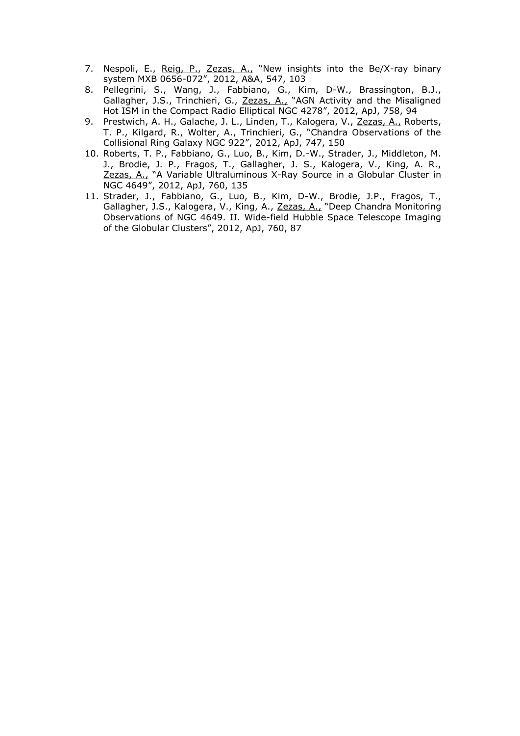7. Nespoli, E., <u>Reig, P.</u>, <u>Zezas, A.,</u> "New insights into the Be/X-ray binary system MXB 0656-072", 2012, A&A, 547, 103
8. Pellegrini, S., Wang, J., Fabbiano, G., Kim, D-W., Brassington, B.J., Gallagher, J.S., Trinchieri, G., <u>Zezas, A.,</u> "AGN Activity and the Misaligned Hot ISM in the Compact Radio Elliptical NGC 4278", 2012, ApJ, 758, 94
9. Prestwich, A. H., Galache, J. L., Linden, T., Kalogera, V., <u>Zezas, A.,</u> Roberts, T. P., Kilgard, R., Wolter, A., Trinchieri, G., "Chandra Observations of the Collisional Ring Galaxy NGC 922", 2012, ApJ, 747, 150
10. Roberts, T. P., Fabbiano, G., Luo, B., Kim, D.-W., Strader, J., Middleton, M. J., Brodie, J. P., Fragos, T., Gallagher, J. S., Kalogera, V., King, A. R., <u>Zezas, A.,</u> "A Variable Ultraluminous X-Ray Source in a Globular Cluster in NGC 4649", 2012, ApJ, 760, 135
11. Strader, J., Fabbiano, G., Luo, B., Kim, D-W., Brodie, J.P., Fragos, T., Gallagher, J.S., Kalogera, V., King, A., <u>Zezas, A.,</u> "Deep Chandra Monitoring Observations of NGC 4649. II. Wide-field Hubble Space Telescope Imaging of the Globular Clusters", 2012, ApJ, 760, 87